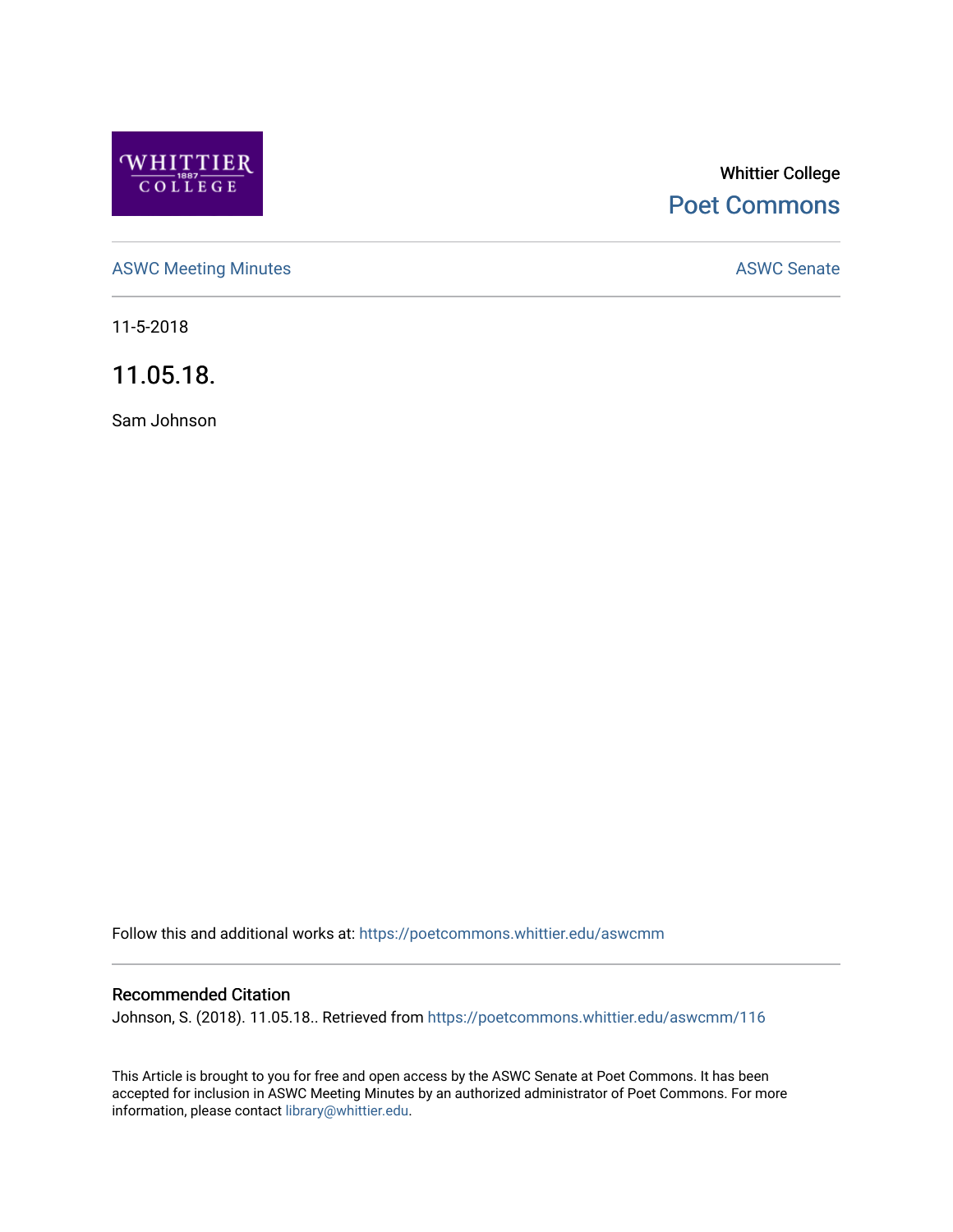Whittier College

Poet Commons

ASWC Meeting Minutes

ASWC Senate

11-5-2018

# 11.05.18.

Sam Johnson

Follow this and additional works at: https://poetcommons.whittier.edu/aswcmm

## Recommended Citation

Johnson, S. (2018). 11.05.18.. Retrieved from https://poetcommons.whittier.edu/aswcmm/116

This Article is brought to you for free and open access by the ASWC Senate at Poet Commons. It has been accepted for inclusion in ASWC Meeting Minutes by an authorized administrator of Poet Commons. For more information, please contact library@whittier.edu.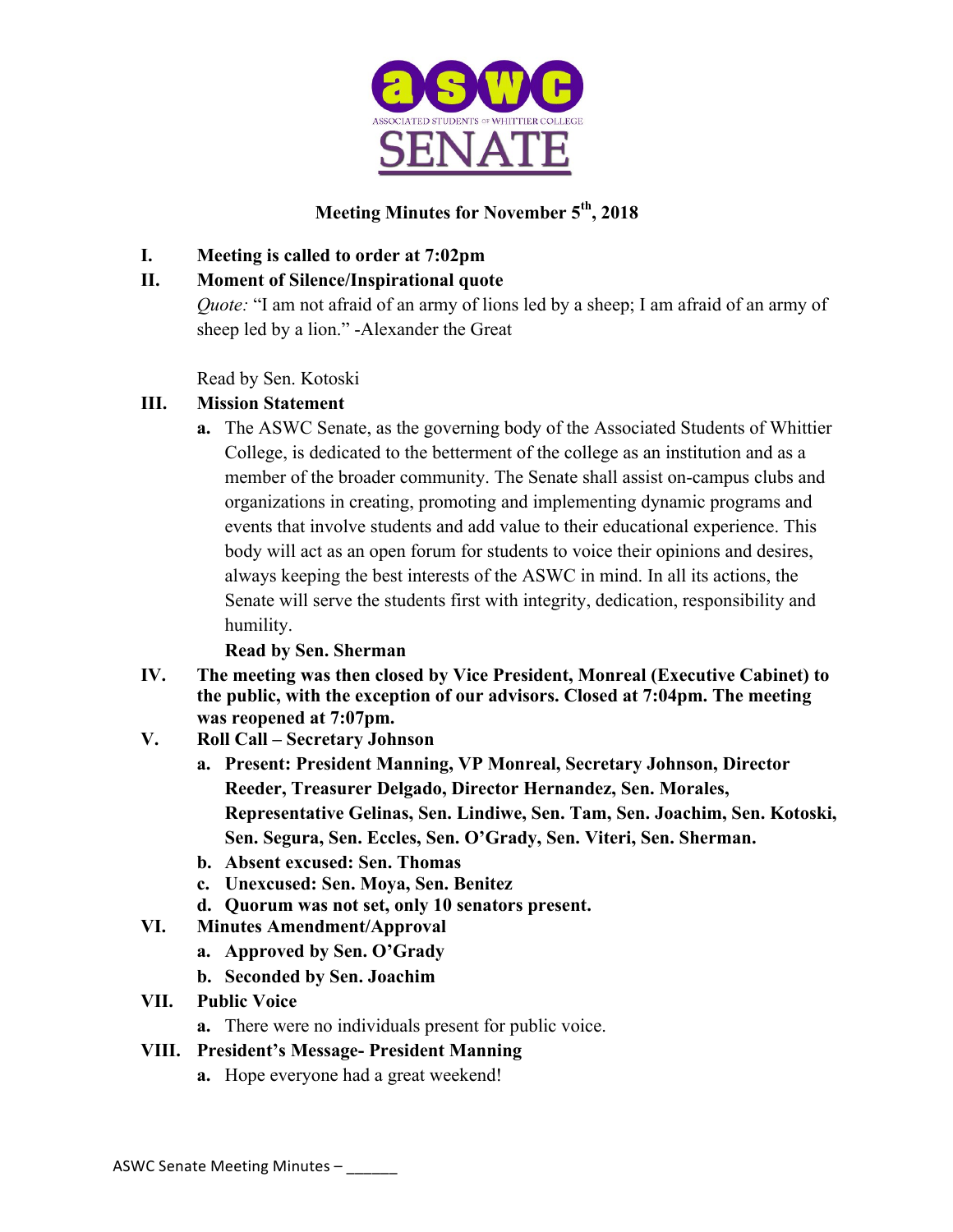# Meeting Minutes for November 5th, 2018

I. **Meeting is called to order at 7:02pm**

II. **Moment of Silence/Inspirational quote**

*Quote:* "I am not afraid of an army of lions led by a sheep; I am afraid of an army of sheep led by a lion." -Alexander the Great

Read by Sen. Kotoski

III. **Mission Statement**

a. The ASWC Senate, as the governing body of the Associated Students of Whittier College, is dedicated to the betterment of the college as an institution and as a member of the broader community. The Senate shall assist on-campus clubs and organizations in creating, promoting and implementing dynamic programs and events that involve students and add value to their educational experience. This body will act as an open forum for students to voice their opinions and desires, always keeping the best interests of the ASWC in mind. In all its actions, the Senate will serve the students first with integrity, dedication, responsibility and humility.

**Read by Sen. Sherman**

IV. **The meeting was then closed by Vice President, Monreal (Executive Cabinet) to the public, with the exception of our advisors. Closed at 7:04pm. The meeting was reopened at 7:07pm.**

V. **Roll Call – Secretary Johnson**

a. **Present: President Manning, VP Monreal, Secretary Johnson, Director Reeder, Treasurer Delgado, Director Hernandez, Sen. Morales, Representative Gelinas, Sen. Lindiwe, Sen. Tam, Sen. Joachim, Sen. Kotoski, Sen. Segura, Sen. Eccles, Sen. O'Grady, Sen. Viteri, Sen. Sherman.**

b. **Absent excused: Sen. Thomas**

c. **Unexcused: Sen. Moya, Sen. Benitez**

d. **Quorum was not set, only 10 senators present.**

VI. **Minutes Amendment/Approval**

a. **Approved by Sen. O'Grady**

b. **Seconded by Sen. Joachim**

VII. **Public Voice**

a. There were no individuals present for public voice.

VIII. **President's Message- President Manning**

a. Hope everyone had a great weekend!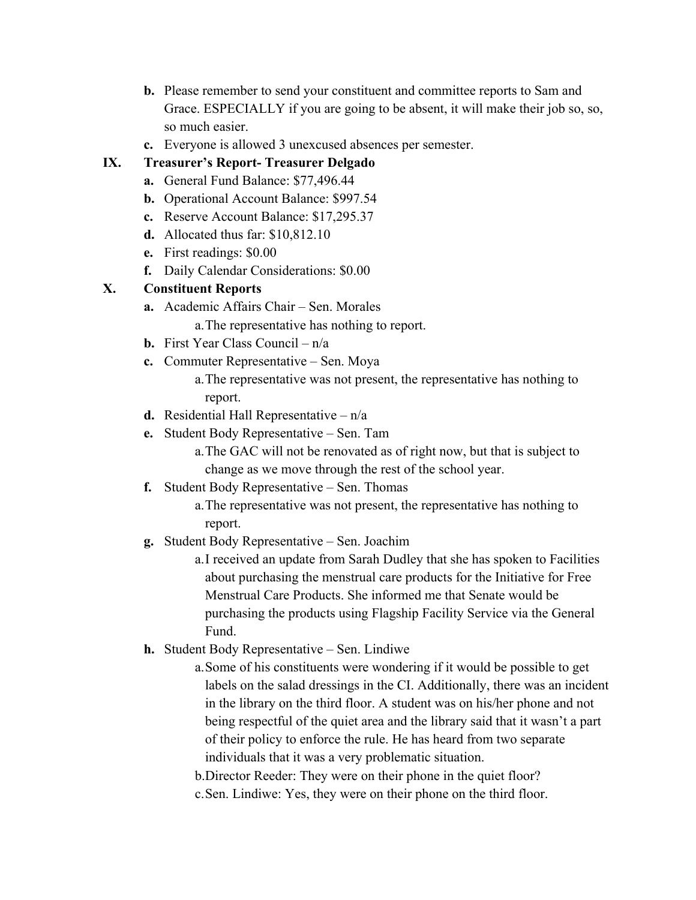b. Please remember to send your constituent and committee reports to Sam and Grace. ESPECIALLY if you are going to be absent, it will make their job so, so, so much easier.

c. Everyone is allowed 3 unexcused absences per semester.

**IX. Treasurer's Report- Treasurer Delgado**

- **a.** General Fund Balance: $77,496.44
- **b.** Operational Account Balance: $997.54
- **c.** Reserve Account Balance: $17,295.37
- **d.** Allocated thus far: $10,812.10
- **e.** First readings: $0.00
- **f.** Daily Calendar Considerations: $0.00

**X. Constituent Reports**

- **a.** Academic Affairs Chair – Sen. Morales
  - a. The representative has nothing to report.
- **b.** First Year Class Council – n/a
- **c.** Commuter Representative – Sen. Moya
  - a. The representative was not present, the representative has nothing to report.
- **d.** Residential Hall Representative – n/a
- **e.** Student Body Representative – Sen. Tam
  - a. The GAC will not be renovated as of right now, but that is subject to change as we move through the rest of the school year.
- **f.** Student Body Representative – Sen. Thomas
  - a. The representative was not present, the representative has nothing to report.
- **g.** Student Body Representative – Sen. Joachim
  - a. I received an update from Sarah Dudley that she has spoken to Facilities about purchasing the menstrual care products for the Initiative for Free Menstrual Care Products. She informed me that Senate would be purchasing the products using Flagship Facility Service via the General Fund.
- **h.** Student Body Representative – Sen. Lindiwe
  - a. Some of his constituents were wondering if it would be possible to get labels on the salad dressings in the CI. Additionally, there was an incident in the library on the third floor. A student was on his/her phone and not being respectful of the quiet area and the library said that it wasn't a part of their policy to enforce the rule. He has heard from two separate individuals that it was a very problematic situation.
  - b. Director Reeder: They were on their phone in the quiet floor?
  - c. Sen. Lindiwe: Yes, they were on their phone on the third floor.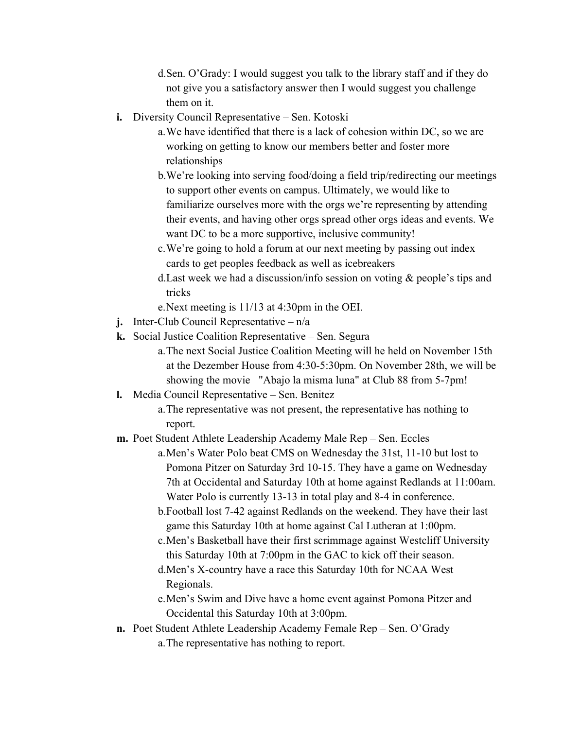d. Sen. O'Grady: I would suggest you talk to the library staff and if they do not give you a satisfactory answer then I would suggest you challenge them on it.

**i.** Diversity Council Representative – Sen. Kotoski

   a. We have identified that there is a lack of cohesion within DC, so we are working on getting to know our members better and foster more relationships

   b. We're looking into serving food/doing a field trip/redirecting our meetings to support other events on campus. Ultimately, we would like to familiarize ourselves more with the orgs we're representing by attending their events, and having other orgs spread other orgs ideas and events. We want DC to be a more supportive, inclusive community!

   c. We're going to hold a forum at our next meeting by passing out index cards to get peoples feedback as well as icebreakers

   d. Last week we had a discussion/info session on voting & people's tips and tricks

   e. Next meeting is 11/13 at 4:30pm in the OEI.

**j.** Inter-Club Council Representative – n/a

**k.** Social Justice Coalition Representative – Sen. Segura

   a. The next Social Justice Coalition Meeting will he held on November 15th at the Dezember House from 4:30-5:30pm. On November 28th, we will be showing the movie "Abajo la misma luna" at Club 88 from 5-7pm!

**l.** Media Council Representative – Sen. Benitez

   a. The representative was not present, the representative has nothing to report.

**m.** Poet Student Athlete Leadership Academy Male Rep – Sen. Eccles

   a. Men's Water Polo beat CMS on Wednesday the 31st, 11-10 but lost to Pomona Pitzer on Saturday 3rd 10-15. They have a game on Wednesday 7th at Occidental and Saturday 10th at home against Redlands at 11:00am. Water Polo is currently 13-13 in total play and 8-4 in conference.

   b. Football lost 7-42 against Redlands on the weekend. They have their last game this Saturday 10th at home against Cal Lutheran at 1:00pm.

   c. Men's Basketball have their first scrimmage against Westcliff University this Saturday 10th at 7:00pm in the GAC to kick off their season.

   d. Men's X-country have a race this Saturday 10th for NCAA West Regionals.

   e. Men's Swim and Dive have a home event against Pomona Pitzer and Occidental this Saturday 10th at 3:00pm.

**n.** Poet Student Athlete Leadership Academy Female Rep – Sen. O'Grady

   a. The representative has nothing to report.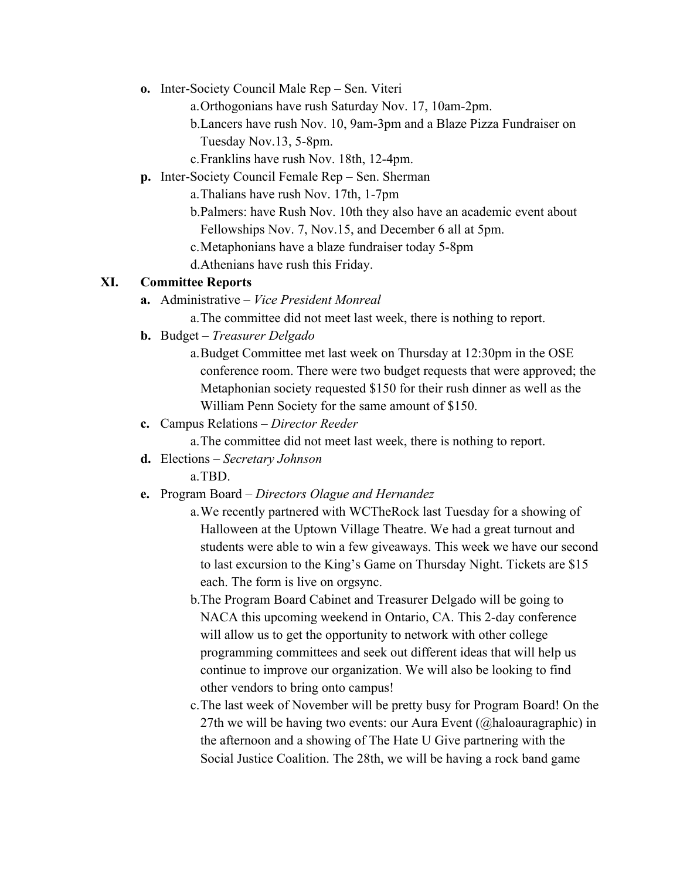- **o.** Inter-Society Council Male Rep – Sen. Viteri
    - a. Orthogonians have rush Saturday Nov. 17, 10am-2pm.
    - b. Lancers have rush Nov. 10, 9am-3pm and a Blaze Pizza Fundraiser on Tuesday Nov.13, 5-8pm.
    - c. Franklins have rush Nov. 18th, 12-4pm.
- **p.** Inter-Society Council Female Rep – Sen. Sherman
    - a. Thalians have rush Nov. 17th, 1-7pm
    - b. Palmers: have Rush Nov. 10th they also have an academic event about Fellowships Nov. 7, Nov.15, and December 6 all at 5pm.
    - c. Metaphonians have a blaze fundraiser today 5-8pm
    - d. Athenians have rush this Friday.

## XI. Committee Reports

- **a.** Administrative – *Vice President Monreal*
    - a. The committee did not meet last week, there is nothing to report.
- **b.** Budget – *Treasurer Delgado*
    - a. Budget Committee met last week on Thursday at 12:30pm in the OSE conference room. There were two budget requests that were approved; the Metaphonian society requested $150 for their rush dinner as well as the William Penn Society for the same amount of $150.
- **c.** Campus Relations – *Director Reeder*
    - a. The committee did not meet last week, there is nothing to report.
- **d.** Elections – *Secretary Johnson*
    - a. TBD.
- **e.** Program Board – *Directors Olague and Hernandez*
    - a. We recently partnered with WCTheRock last Tuesday for a showing of Halloween at the Uptown Village Theatre. We had a great turnout and students were able to win a few giveaways. This week we have our second to last excursion to the King's Game on Thursday Night. Tickets are $15 each. The form is live on orgsync.
    - b. The Program Board Cabinet and Treasurer Delgado will be going to NACA this upcoming weekend in Ontario, CA. This 2-day conference will allow us to get the opportunity to network with other college programming committees and seek out different ideas that will help us continue to improve our organization. We will also be looking to find other vendors to bring onto campus!
    - c. The last week of November will be pretty busy for Program Board! On the 27th we will be having two events: our Aura Event (@haloauragraphic) in the afternoon and a showing of The Hate U Give partnering with the Social Justice Coalition. The 28th, we will be having a rock band game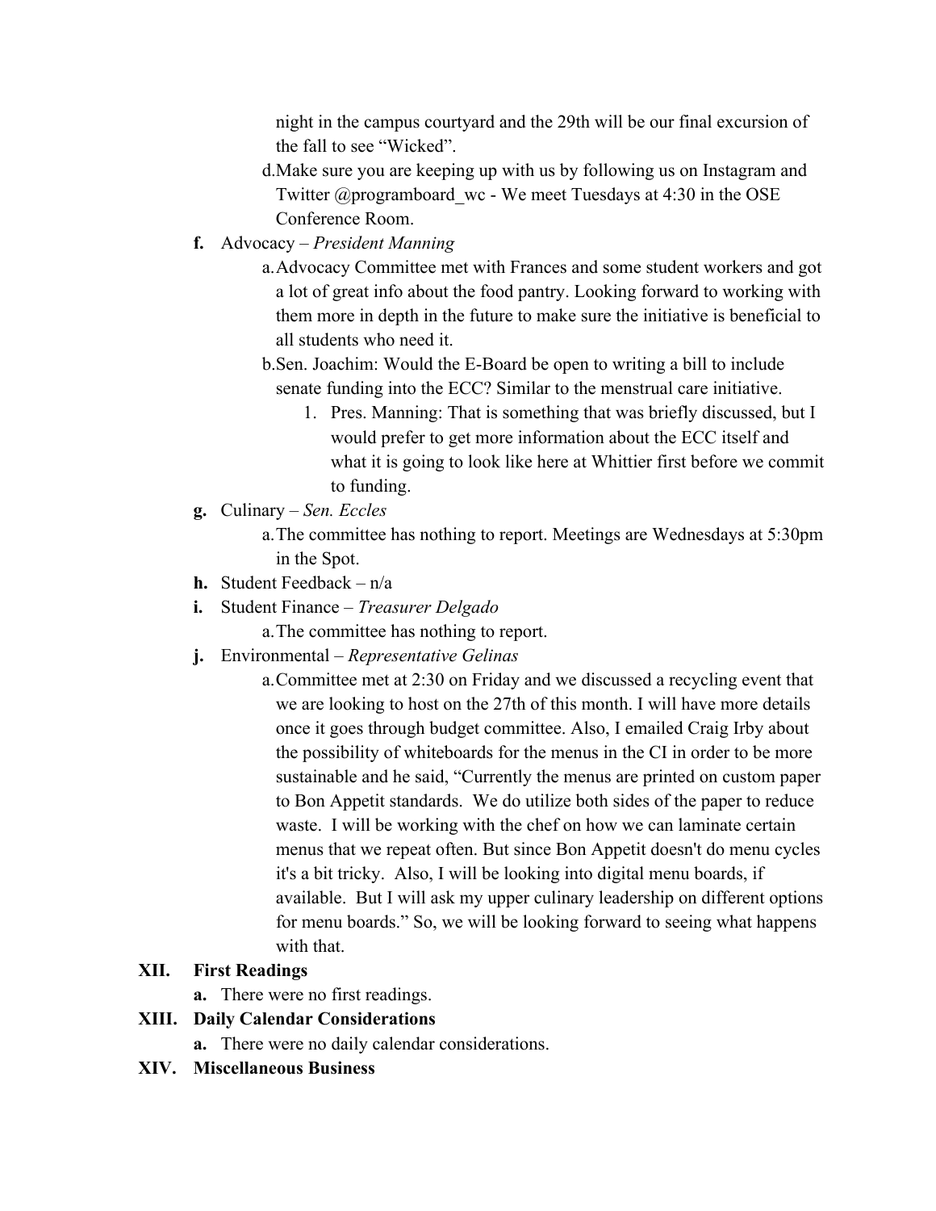night in the campus courtyard and the 29th will be our final excursion of the fall to see "Wicked".

   d. Make sure you are keeping up with us by following us on Instagram and Twitter @programboard_wc - We meet Tuesdays at 4:30 in the OSE Conference Room.

**f.** Advocacy – *President Manning*

   a. Advocacy Committee met with Frances and some student workers and got a lot of great info about the food pantry. Looking forward to working with them more in depth in the future to make sure the initiative is beneficial to all students who need it.

   b. Sen. Joachim: Would the E-Board be open to writing a bill to include senate funding into the ECC? Similar to the menstrual care initiative.

      1. Pres. Manning: That is something that was briefly discussed, but I would prefer to get more information about the ECC itself and what it is going to look like here at Whittier first before we commit to funding.

**g.** Culinary – *Sen. Eccles*

   a. The committee has nothing to report. Meetings are Wednesdays at 5:30pm in the Spot.

**h.** Student Feedback – n/a

**i.** Student Finance – *Treasurer Delgado*

   a. The committee has nothing to report.

**j.** Environmental – *Representative Gelinas*

   a. Committee met at 2:30 on Friday and we discussed a recycling event that we are looking to host on the 27th of this month. I will have more details once it goes through budget committee. Also, I emailed Craig Irby about the possibility of whiteboards for the menus in the CI in order to be more sustainable and he said, "Currently the menus are printed on custom paper to Bon Appetit standards. We do utilize both sides of the paper to reduce waste. I will be working with the chef on how we can laminate certain menus that we repeat often. But since Bon Appetit doesn't do menu cycles it's a bit tricky. Also, I will be looking into digital menu boards, if available. But I will ask my upper culinary leadership on different options for menu boards." So, we will be looking forward to seeing what happens with that.

**XII. First Readings**

   **a.** There were no first readings.

**XIII. Daily Calendar Considerations**

   **a.** There were no daily calendar considerations.

**XIV. Miscellaneous Business**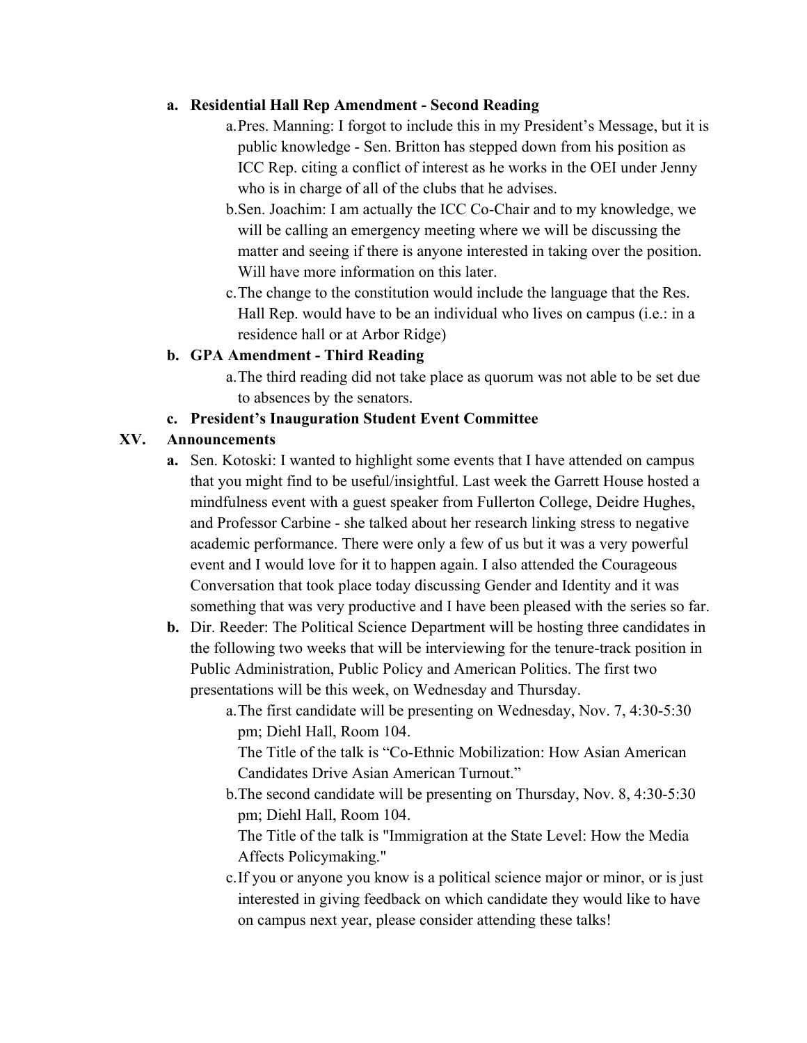- **a. Residential Hall Rep Amendment - Second Reading**
    - a. Pres. Manning: I forgot to include this in my President's Message, but it is public knowledge - Sen. Britton has stepped down from his position as ICC Rep. citing a conflict of interest as he works in the OEI under Jenny who is in charge of all of the clubs that he advises.
    - b. Sen. Joachim: I am actually the ICC Co-Chair and to my knowledge, we will be calling an emergency meeting where we will be discussing the matter and seeing if there is anyone interested in taking over the position. Will have more information on this later.
    - c. The change to the constitution would include the language that the Res. Hall Rep. would have to be an individual who lives on campus (i.e.: in a residence hall or at Arbor Ridge)
- **b. GPA Amendment - Third Reading**
    - a. The third reading did not take place as quorum was not able to be set due to absences by the senators.
- **c. President's Inauguration Student Event Committee**

## XV. Announcements

- **a.** Sen. Kotoski: I wanted to highlight some events that I have attended on campus that you might find to be useful/insightful. Last week the Garrett House hosted a mindfulness event with a guest speaker from Fullerton College, Deidre Hughes, and Professor Carbine - she talked about her research linking stress to negative academic performance. There were only a few of us but it was a very powerful event and I would love for it to happen again. I also attended the Courageous Conversation that took place today discussing Gender and Identity and it was something that was very productive and I have been pleased with the series so far.
- **b.** Dir. Reeder: The Political Science Department will be hosting three candidates in the following two weeks that will be interviewing for the tenure-track position in Public Administration, Public Policy and American Politics. The first two presentations will be this week, on Wednesday and Thursday.
    - a. The first candidate will be presenting on Wednesday, Nov. 7, 4:30-5:30 pm; Diehl Hall, Room 104.
      The Title of the talk is "Co-Ethnic Mobilization: How Asian American Candidates Drive Asian American Turnout."
    - b. The second candidate will be presenting on Thursday, Nov. 8, 4:30-5:30 pm; Diehl Hall, Room 104.
      The Title of the talk is "Immigration at the State Level: How the Media Affects Policymaking."
    - c. If you or anyone you know is a political science major or minor, or is just interested in giving feedback on which candidate they would like to have on campus next year, please consider attending these talks!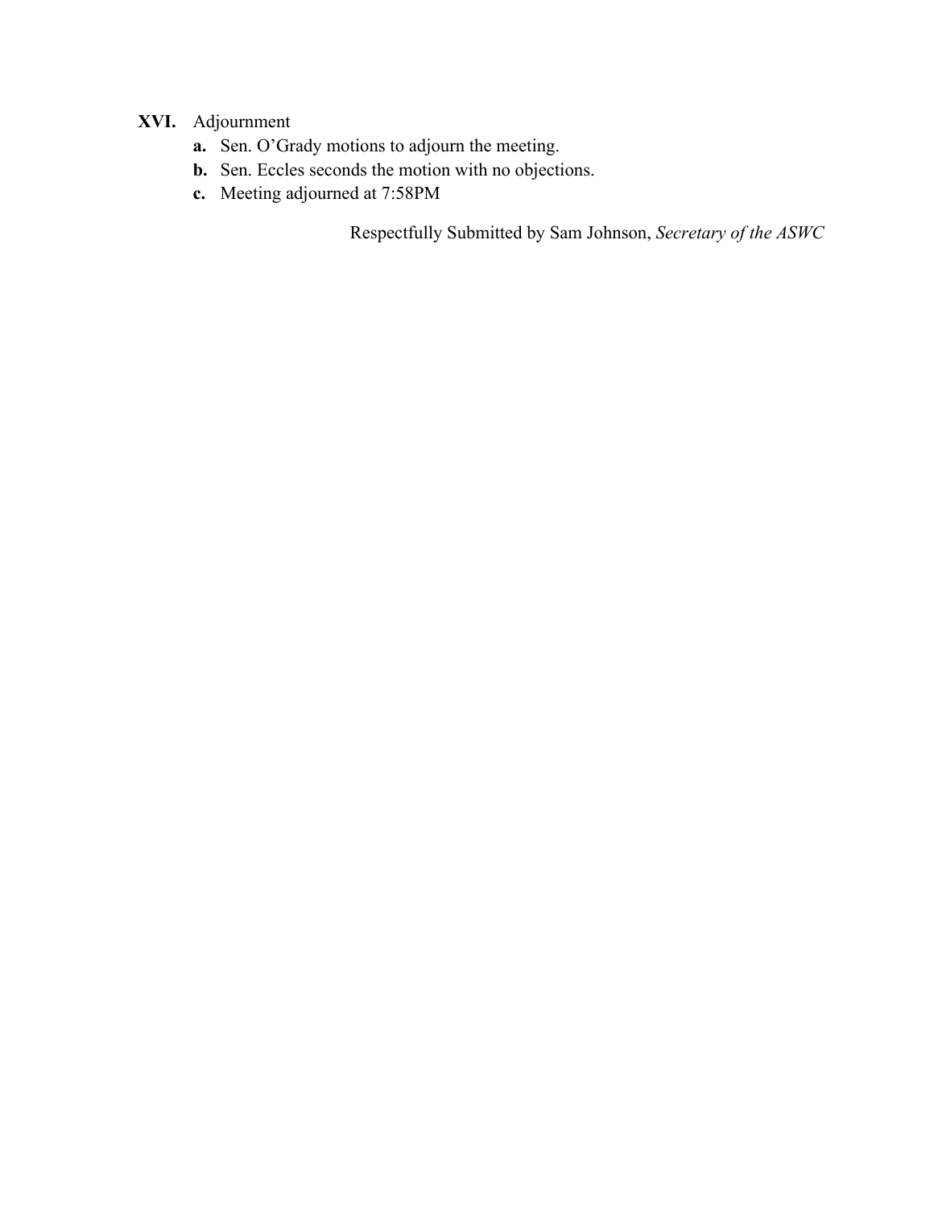**XVI.** Adjournment

- **a.** Sen. O'Grady motions to adjourn the meeting.
- **b.** Sen. Eccles seconds the motion with no objections.
- **c.** Meeting adjourned at 7:58PM

Respectfully Submitted by Sam Johnson, *Secretary of the ASWC*